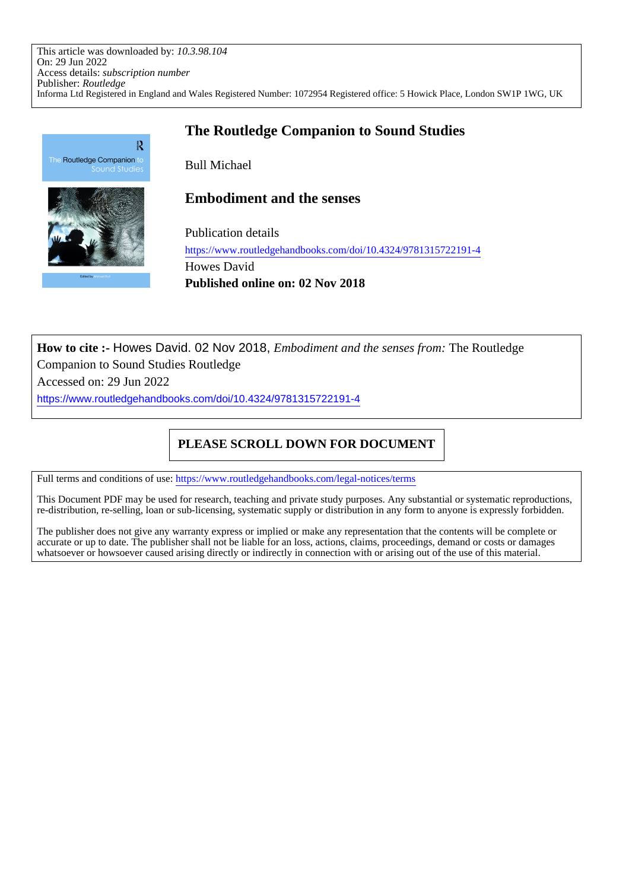This article was downloaded by: *10.3.98.104*
On: 29 Jun 2022
Access details: *subscription number*
Publisher: *Routledge*
Informa Ltd Registered in England and Wales Registered Number: 1072954 Registered office: 5 Howick Place, London SW1P 1WG, UK

# The Routledge Companion to Sound Studies

Bull Michael

## Embodiment and the senses

Publication details
https://www.routledgehandbooks.com/doi/10.4324/9781315722191-4
Howes David
**Published online on: 02 Nov 2018**

**How to cite :-** Howes David. 02 Nov 2018, *Embodiment and the senses from:* The Routledge Companion to Sound Studies Routledge
Accessed on: 29 Jun 2022
https://www.routledgehandbooks.com/doi/10.4324/9781315722191-4

**PLEASE SCROLL DOWN FOR DOCUMENT**

Full terms and conditions of use: https://www.routledgehandbooks.com/legal-notices/terms

This Document PDF may be used for research, teaching and private study purposes. Any substantial or systematic reproductions, re-distribution, re-selling, loan or sub-licensing, systematic supply or distribution in any form to anyone is expressly forbidden.

The publisher does not give any warranty express or implied or make any representation that the contents will be complete or accurate or up to date. The publisher shall not be liable for an loss, actions, claims, proceedings, demand or costs or damages whatsoever or howsoever caused arising directly or indirectly in connection with or arising out of the use of this material.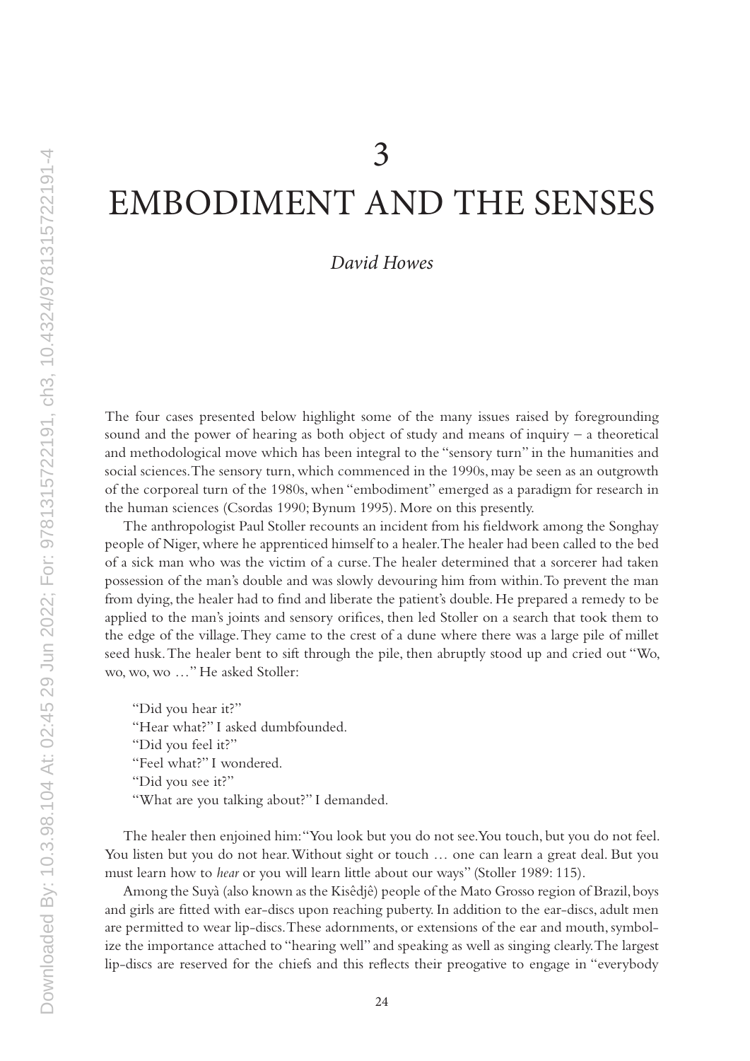# 3

# EMBODIMENT AND THE SENSES

*David Howes*

The four cases presented below highlight some of the many issues raised by foregrounding sound and the power of hearing as both object of study and means of inquiry – a theoretical and methodological move which has been integral to the "sensory turn" in the humanities and social sciences. The sensory turn, which commenced in the 1990s, may be seen as an outgrowth of the corporeal turn of the 1980s, when "embodiment" emerged as a paradigm for research in the human sciences (Csordas 1990; Bynum 1995). More on this presently.

The anthropologist Paul Stoller recounts an incident from his fieldwork among the Songhay people of Niger, where he apprenticed himself to a healer. The healer had been called to the bed of a sick man who was the victim of a curse. The healer determined that a sorcerer had taken possession of the man's double and was slowly devouring him from within. To prevent the man from dying, the healer had to find and liberate the patient's double. He prepared a remedy to be applied to the man's joints and sensory orifices, then led Stoller on a search that took them to the edge of the village. They came to the crest of a dune where there was a large pile of millet seed husk. The healer bent to sift through the pile, then abruptly stood up and cried out "Wo, wo, wo, wo …" He asked Stoller:

> "Did you hear it?"
> "Hear what?" I asked dumbfounded.
> "Did you feel it?"
> "Feel what?" I wondered.
> "Did you see it?"
> "What are you talking about?" I demanded.

The healer then enjoined him: "You look but you do not see. You touch, but you do not feel. You listen but you do not hear. Without sight or touch … one can learn a great deal. But you must learn how to *hear* or you will learn little about our ways" (Stoller 1989: 115).

Among the Suyà (also known as the Kisêdjê) people of the Mato Grosso region of Brazil, boys and girls are fitted with ear-discs upon reaching puberty. In addition to the ear-discs, adult men are permitted to wear lip-discs. These adornments, or extensions of the ear and mouth, symbolize the importance attached to "hearing well" and speaking as well as singing clearly. The largest lip-discs are reserved for the chiefs and this reflects their preogative to engage in "everybody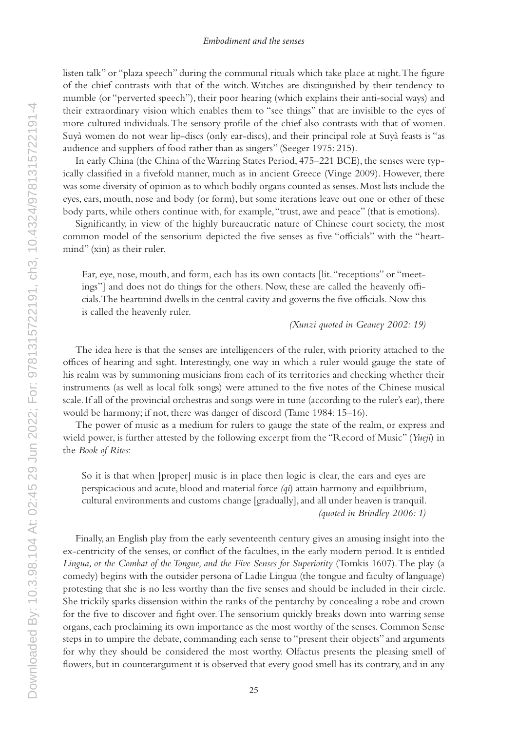listen talk" or "plaza speech" during the communal rituals which take place at night. The figure of the chief contrasts with that of the witch. Witches are distinguished by their tendency to mumble (or "perverted speech"), their poor hearing (which explains their anti-social ways) and their extraordinary vision which enables them to "see things" that are invisible to the eyes of more cultured individuals. The sensory profile of the chief also contrasts with that of women. Suyà women do not wear lip-discs (only ear-discs), and their principal role at Suyà feasts is "as audience and suppliers of food rather than as singers" (Seeger 1975: 215).

In early China (the China of the Warring States Period, 475–221 BCE), the senses were typically classified in a fivefold manner, much as in ancient Greece (Vinge 2009). However, there was some diversity of opinion as to which bodily organs counted as senses. Most lists include the eyes, ears, mouth, nose and body (or form), but some iterations leave out one or other of these body parts, while others continue with, for example, "trust, awe and peace" (that is emotions).

Significantly, in view of the highly bureaucratic nature of Chinese court society, the most common model of the sensorium depicted the five senses as five "officials" with the "heartmind" (xin) as their ruler.

> Ear, eye, nose, mouth, and form, each has its own contacts [lit. "receptions" or "meetings"] and does not do things for the others. Now, these are called the heavenly officials. The heartmind dwells in the central cavity and governs the five officials. Now this is called the heavenly ruler.
>
> *(Xunzi quoted in Geaney 2002: 19)*

The idea here is that the senses are intelligencers of the ruler, with priority attached to the offices of hearing and sight. Interestingly, one way in which a ruler would gauge the state of his realm was by summoning musicians from each of its territories and checking whether their instruments (as well as local folk songs) were attuned to the five notes of the Chinese musical scale. If all of the provincial orchestras and songs were in tune (according to the ruler's ear), there would be harmony; if not, there was danger of discord (Tame 1984: 15–16).

The power of music as a medium for rulers to gauge the state of the realm, or express and wield power, is further attested by the following excerpt from the "Record of Music" (*Yueji*) in the *Book of Rites*:

> So it is that when [proper] music is in place then logic is clear, the ears and eyes are perspicacious and acute, blood and material force *(qi)* attain harmony and equilibrium, cultural environments and customs change [gradually], and all under heaven is tranquil.
>
> *(quoted in Brindley 2006: 1)*

Finally, an English play from the early seventeenth century gives an amusing insight into the ex-centricity of the senses, or conflict of the faculties, in the early modern period. It is entitled *Lingua, or the Combat of the Tongue, and the Five Senses for Superiority* (Tomkis 1607). The play (a comedy) begins with the outsider persona of Ladie Lingua (the tongue and faculty of language) protesting that she is no less worthy than the five senses and should be included in their circle. She trickily sparks dissension within the ranks of the pentarchy by concealing a robe and crown for the five to discover and fight over. The sensorium quickly breaks down into warring sense organs, each proclaiming its own importance as the most worthy of the senses. Common Sense steps in to umpire the debate, commanding each sense to "present their objects" and arguments for why they should be considered the most worthy. Olfactus presents the pleasing smell of flowers, but in counterargument it is observed that every good smell has its contrary, and in any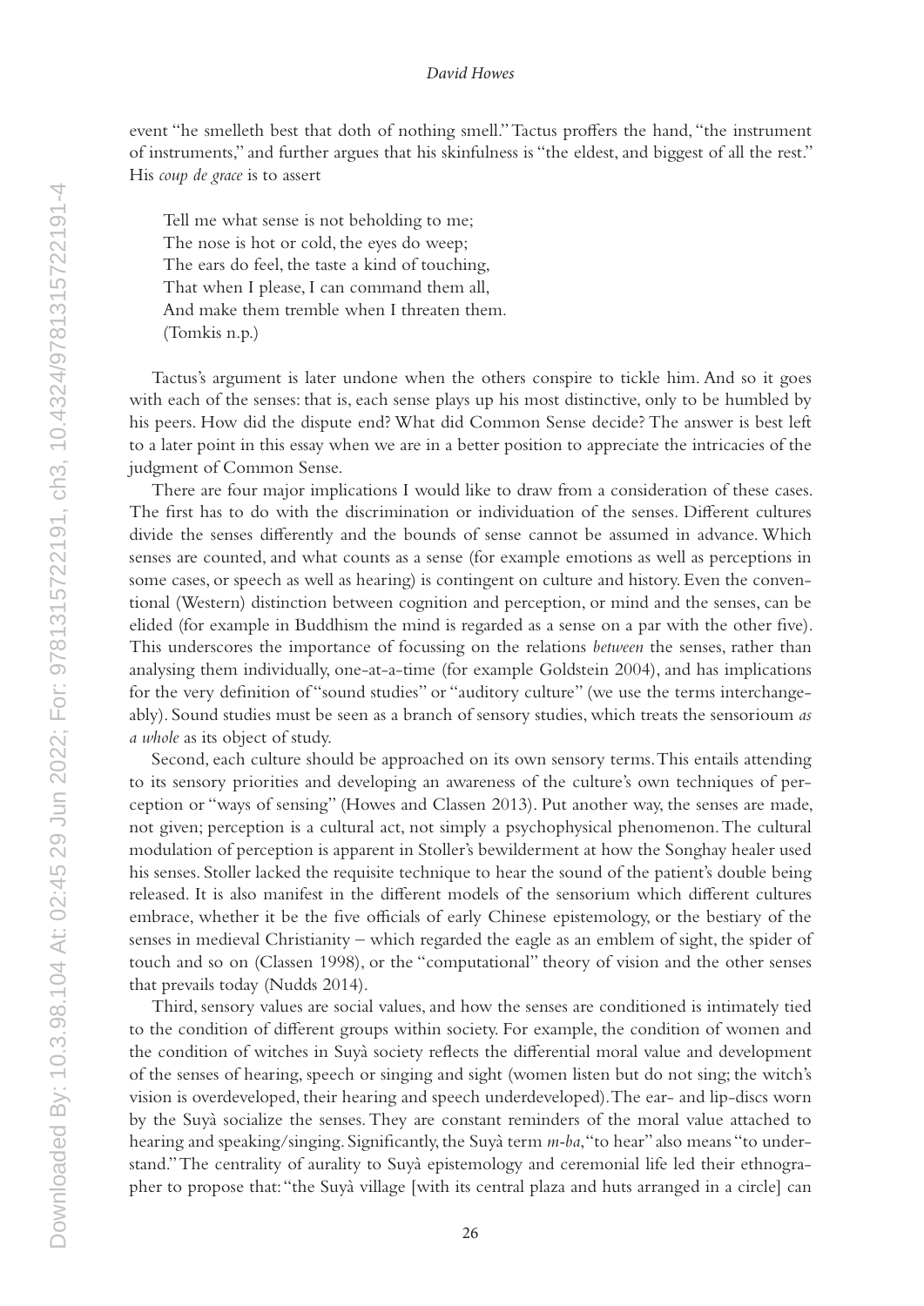event "he smelleth best that doth of nothing smell." Tactus proffers the hand, "the instrument of instruments," and further argues that his skinfulness is "the eldest, and biggest of all the rest." His *coup de grace* is to assert

> Tell me what sense is not beholding to me;
> The nose is hot or cold, the eyes do weep;
> The ears do feel, the taste a kind of touching,
> That when I please, I can command them all,
> And make them tremble when I threaten them.
> (Tomkis n.p.)

Tactus's argument is later undone when the others conspire to tickle him. And so it goes with each of the senses: that is, each sense plays up his most distinctive, only to be humbled by his peers. How did the dispute end? What did Common Sense decide? The answer is best left to a later point in this essay when we are in a better position to appreciate the intricacies of the judgment of Common Sense.

There are four major implications I would like to draw from a consideration of these cases. The first has to do with the discrimination or individuation of the senses. Different cultures divide the senses differently and the bounds of sense cannot be assumed in advance. Which senses are counted, and what counts as a sense (for example emotions as well as perceptions in some cases, or speech as well as hearing) is contingent on culture and history. Even the conventional (Western) distinction between cognition and perception, or mind and the senses, can be elided (for example in Buddhism the mind is regarded as a sense on a par with the other five). This underscores the importance of focussing on the relations *between* the senses, rather than analysing them individually, one-at-a-time (for example Goldstein 2004), and has implications for the very definition of "sound studies" or "auditory culture" (we use the terms interchangeably). Sound studies must be seen as a branch of sensory studies, which treats the sensorioum *as a whole* as its object of study.

Second, each culture should be approached on its own sensory terms. This entails attending to its sensory priorities and developing an awareness of the culture's own techniques of perception or "ways of sensing" (Howes and Classen 2013). Put another way, the senses are made, not given; perception is a cultural act, not simply a psychophysical phenomenon. The cultural modulation of perception is apparent in Stoller's bewilderment at how the Songhay healer used his senses. Stoller lacked the requisite technique to hear the sound of the patient's double being released. It is also manifest in the different models of the sensorium which different cultures embrace, whether it be the five officials of early Chinese epistemology, or the bestiary of the senses in medieval Christianity – which regarded the eagle as an emblem of sight, the spider of touch and so on (Classen 1998), or the "computational" theory of vision and the other senses that prevails today (Nudds 2014).

Third, sensory values are social values, and how the senses are conditioned is intimately tied to the condition of different groups within society. For example, the condition of women and the condition of witches in Suyà society reflects the differential moral value and development of the senses of hearing, speech or singing and sight (women listen but do not sing; the witch's vision is overdeveloped, their hearing and speech underdeveloped). The ear- and lip-discs worn by the Suyà socialize the senses. They are constant reminders of the moral value attached to hearing and speaking/singing. Significantly, the Suyà term *m-ba*, "to hear" also means "to understand." The centrality of aurality to Suyà epistemology and ceremonial life led their ethnographer to propose that: "the Suyà village [with its central plaza and huts arranged in a circle] can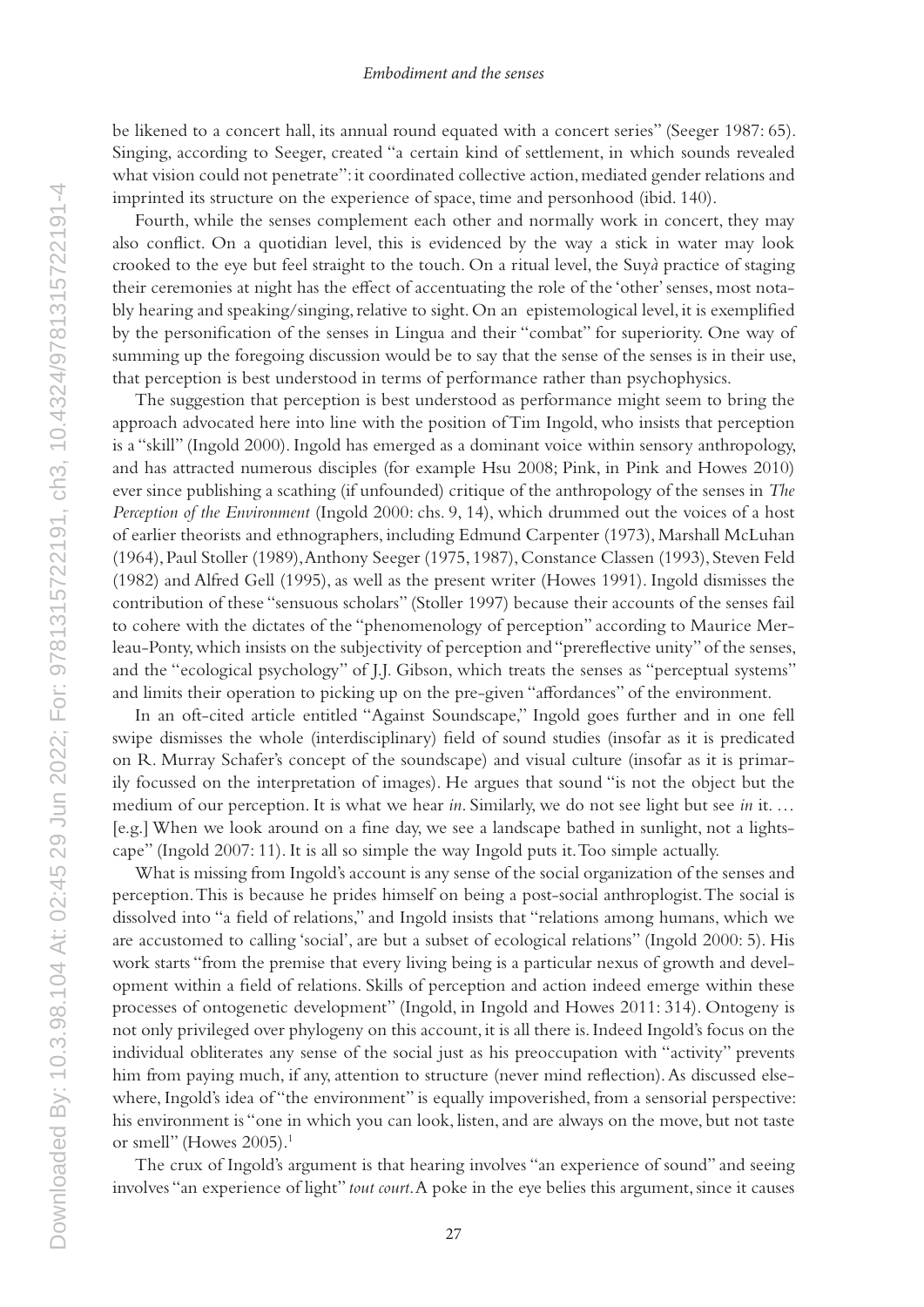be likened to a concert hall, its annual round equated with a concert series" (Seeger 1987: 65). Singing, according to Seeger, created "a certain kind of settlement, in which sounds revealed what vision could not penetrate": it coordinated collective action, mediated gender relations and imprinted its structure on the experience of space, time and personhood (ibid. 140).

Fourth, while the senses complement each other and normally work in concert, they may also conflict. On a quotidian level, this is evidenced by the way a stick in water may look crooked to the eye but feel straight to the touch. On a ritual level, the Suyà practice of staging their ceremonies at night has the effect of accentuating the role of the 'other' senses, most notably hearing and speaking/singing, relative to sight. On an epistemological level, it is exemplified by the personification of the senses in Lingua and their "combat" for superiority. One way of summing up the foregoing discussion would be to say that the sense of the senses is in their use, that perception is best understood in terms of performance rather than psychophysics.

The suggestion that perception is best understood as performance might seem to bring the approach advocated here into line with the position of Tim Ingold, who insists that perception is a "skill" (Ingold 2000). Ingold has emerged as a dominant voice within sensory anthropology, and has attracted numerous disciples (for example Hsu 2008; Pink, in Pink and Howes 2010) ever since publishing a scathing (if unfounded) critique of the anthropology of the senses in *The Perception of the Environment* (Ingold 2000: chs. 9, 14), which drummed out the voices of a host of earlier theorists and ethnographers, including Edmund Carpenter (1973), Marshall McLuhan (1964), Paul Stoller (1989), Anthony Seeger (1975, 1987), Constance Classen (1993), Steven Feld (1982) and Alfred Gell (1995), as well as the present writer (Howes 1991). Ingold dismisses the contribution of these "sensuous scholars" (Stoller 1997) because their accounts of the senses fail to cohere with the dictates of the "phenomenology of perception" according to Maurice Merleau-Ponty, which insists on the subjectivity of perception and "prereflective unity" of the senses, and the "ecological psychology" of J.J. Gibson, which treats the senses as "perceptual systems" and limits their operation to picking up on the pre-given "affordances" of the environment.

In an oft-cited article entitled "Against Soundscape," Ingold goes further and in one fell swipe dismisses the whole (interdisciplinary) field of sound studies (insofar as it is predicated on R. Murray Schafer's concept of the soundscape) and visual culture (insofar as it is primarily focussed on the interpretation of images). He argues that sound "is not the object but the medium of our perception. It is what we hear *in*. Similarly, we do not see light but see *in* it. … [e.g.] When we look around on a fine day, we see a landscape bathed in sunlight, not a lightscape" (Ingold 2007: 11). It is all so simple the way Ingold puts it. Too simple actually.

What is missing from Ingold's account is any sense of the social organization of the senses and perception. This is because he prides himself on being a post-social anthroplogist. The social is dissolved into "a field of relations," and Ingold insists that "relations among humans, which we are accustomed to calling 'social', are but a subset of ecological relations" (Ingold 2000: 5). His work starts "from the premise that every living being is a particular nexus of growth and development within a field of relations. Skills of perception and action indeed emerge within these processes of ontogenetic development" (Ingold, in Ingold and Howes 2011: 314). Ontogeny is not only privileged over phylogeny on this account, it is all there is. Indeed Ingold's focus on the individual obliterates any sense of the social just as his preoccupation with "activity" prevents him from paying much, if any, attention to structure (never mind reflection). As discussed elsewhere, Ingold's idea of "the environment" is equally impoverished, from a sensorial perspective: his environment is "one in which you can look, listen, and are always on the move, but not taste or smell" (Howes 2005).[1]

The crux of Ingold's argument is that hearing involves "an experience of sound" and seeing involves "an experience of light" *tout court*. A poke in the eye belies this argument, since it causes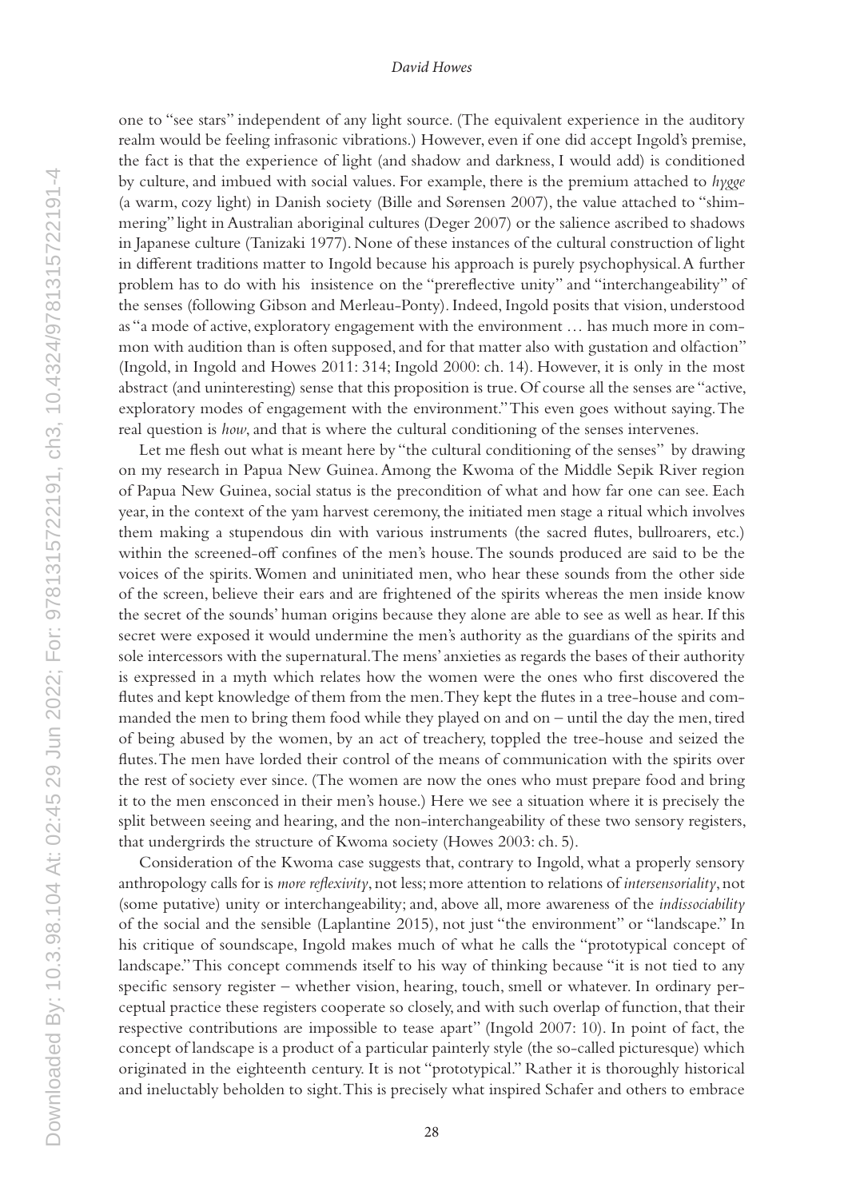one to "see stars" independent of any light source. (The equivalent experience in the auditory realm would be feeling infrasonic vibrations.) However, even if one did accept Ingold's premise, the fact is that the experience of light (and shadow and darkness, I would add) is conditioned by culture, and imbued with social values. For example, there is the premium attached to *hygge* (a warm, cozy light) in Danish society (Bille and Sørensen 2007), the value attached to "shimmering" light in Australian aboriginal cultures (Deger 2007) or the salience ascribed to shadows in Japanese culture (Tanizaki 1977). None of these instances of the cultural construction of light in different traditions matter to Ingold because his approach is purely psychophysical. A further problem has to do with his insistence on the "prereflective unity" and "interchangeability" of the senses (following Gibson and Merleau-Ponty). Indeed, Ingold posits that vision, understood as "a mode of active, exploratory engagement with the environment … has much more in common with audition than is often supposed, and for that matter also with gustation and olfaction" (Ingold, in Ingold and Howes 2011: 314; Ingold 2000: ch. 14). However, it is only in the most abstract (and uninteresting) sense that this proposition is true. Of course all the senses are "active, exploratory modes of engagement with the environment." This even goes without saying. The real question is *how*, and that is where the cultural conditioning of the senses intervenes.

Let me flesh out what is meant here by "the cultural conditioning of the senses" by drawing on my research in Papua New Guinea. Among the Kwoma of the Middle Sepik River region of Papua New Guinea, social status is the precondition of what and how far one can see. Each year, in the context of the yam harvest ceremony, the initiated men stage a ritual which involves them making a stupendous din with various instruments (the sacred flutes, bullroarers, etc.) within the screened-off confines of the men's house. The sounds produced are said to be the voices of the spirits. Women and uninitiated men, who hear these sounds from the other side of the screen, believe their ears and are frightened of the spirits whereas the men inside know the secret of the sounds' human origins because they alone are able to see as well as hear. If this secret were exposed it would undermine the men's authority as the guardians of the spirits and sole intercessors with the supernatural. The mens' anxieties as regards the bases of their authority is expressed in a myth which relates how the women were the ones who first discovered the flutes and kept knowledge of them from the men. They kept the flutes in a tree-house and commanded the men to bring them food while they played on and on – until the day the men, tired of being abused by the women, by an act of treachery, toppled the tree-house and seized the flutes. The men have lorded their control of the means of communication with the spirits over the rest of society ever since. (The women are now the ones who must prepare food and bring it to the men ensconced in their men's house.) Here we see a situation where it is precisely the split between seeing and hearing, and the non-interchangeability of these two sensory registers, that undergrirds the structure of Kwoma society (Howes 2003: ch. 5).

Consideration of the Kwoma case suggests that, contrary to Ingold, what a properly sensory anthropology calls for is *more reflexivity*, not less; more attention to relations of *intersensoriality*, not (some putative) unity or interchangeability; and, above all, more awareness of the *indissociability* of the social and the sensible (Laplantine 2015), not just "the environment" or "landscape." In his critique of soundscape, Ingold makes much of what he calls the "prototypical concept of landscape." This concept commends itself to his way of thinking because "it is not tied to any specific sensory register – whether vision, hearing, touch, smell or whatever. In ordinary perceptual practice these registers cooperate so closely, and with such overlap of function, that their respective contributions are impossible to tease apart" (Ingold 2007: 10). In point of fact, the concept of landscape is a product of a particular painterly style (the so-called picturesque) which originated in the eighteenth century. It is not "prototypical." Rather it is thoroughly historical and ineluctably beholden to sight. This is precisely what inspired Schafer and others to embrace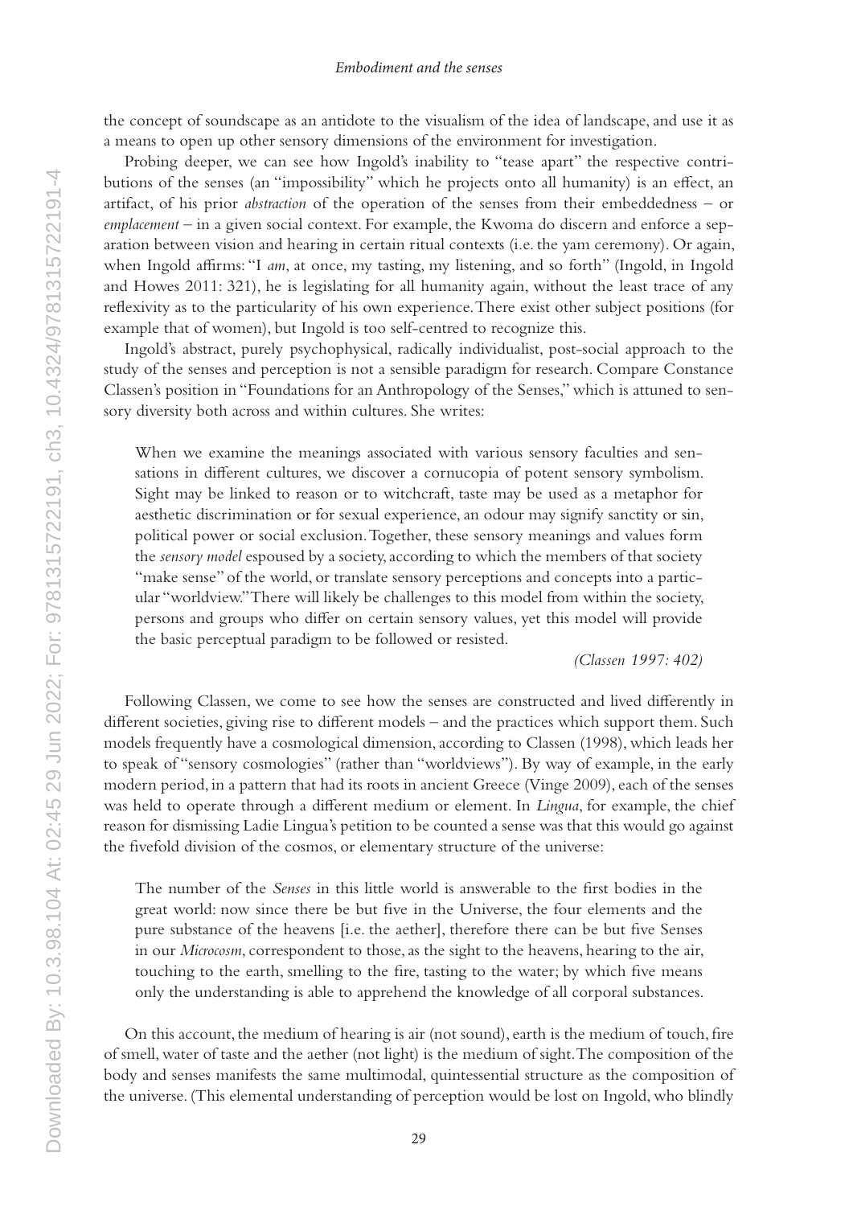the concept of soundscape as an antidote to the visualism of the idea of landscape, and use it as a means to open up other sensory dimensions of the environment for investigation.

Probing deeper, we can see how Ingold's inability to "tease apart" the respective contributions of the senses (an "impossibility" which he projects onto all humanity) is an effect, an artifact, of his prior *abstraction* of the operation of the senses from their embeddedness – or *emplacement* – in a given social context. For example, the Kwoma do discern and enforce a separation between vision and hearing in certain ritual contexts (i.e. the yam ceremony). Or again, when Ingold affirms: "I *am*, at once, my tasting, my listening, and so forth" (Ingold, in Ingold and Howes 2011: 321), he is legislating for all humanity again, without the least trace of any reflexivity as to the particularity of his own experience. There exist other subject positions (for example that of women), but Ingold is too self-centred to recognize this.

Ingold's abstract, purely psychophysical, radically individualist, post-social approach to the study of the senses and perception is not a sensible paradigm for research. Compare Constance Classen's position in "Foundations for an Anthropology of the Senses," which is attuned to sensory diversity both across and within cultures. She writes:

> When we examine the meanings associated with various sensory faculties and sensations in different cultures, we discover a cornucopia of potent sensory symbolism. Sight may be linked to reason or to witchcraft, taste may be used as a metaphor for aesthetic discrimination or for sexual experience, an odour may signify sanctity or sin, political power or social exclusion. Together, these sensory meanings and values form the *sensory model* espoused by a society, according to which the members of that society "make sense" of the world, or translate sensory perceptions and concepts into a particular "worldview." There will likely be challenges to this model from within the society, persons and groups who differ on certain sensory values, yet this model will provide the basic perceptual paradigm to be followed or resisted.
>
> *(Classen 1997: 402)*

Following Classen, we come to see how the senses are constructed and lived differently in different societies, giving rise to different models – and the practices which support them. Such models frequently have a cosmological dimension, according to Classen (1998), which leads her to speak of "sensory cosmologies" (rather than "worldviews"). By way of example, in the early modern period, in a pattern that had its roots in ancient Greece (Vinge 2009), each of the senses was held to operate through a different medium or element. In *Lingua*, for example, the chief reason for dismissing Ladie Lingua's petition to be counted a sense was that this would go against the fivefold division of the cosmos, or elementary structure of the universe:

> The number of the *Senses* in this little world is answerable to the first bodies in the great world: now since there be but five in the Universe, the four elements and the pure substance of the heavens [i.e. the aether], therefore there can be but five Senses in our *Microcosm*, correspondent to those, as the sight to the heavens, hearing to the air, touching to the earth, smelling to the fire, tasting to the water; by which five means only the understanding is able to apprehend the knowledge of all corporal substances.

On this account, the medium of hearing is air (not sound), earth is the medium of touch, fire of smell, water of taste and the aether (not light) is the medium of sight. The composition of the body and senses manifests the same multimodal, quintessential structure as the composition of the universe. (This elemental understanding of perception would be lost on Ingold, who blindly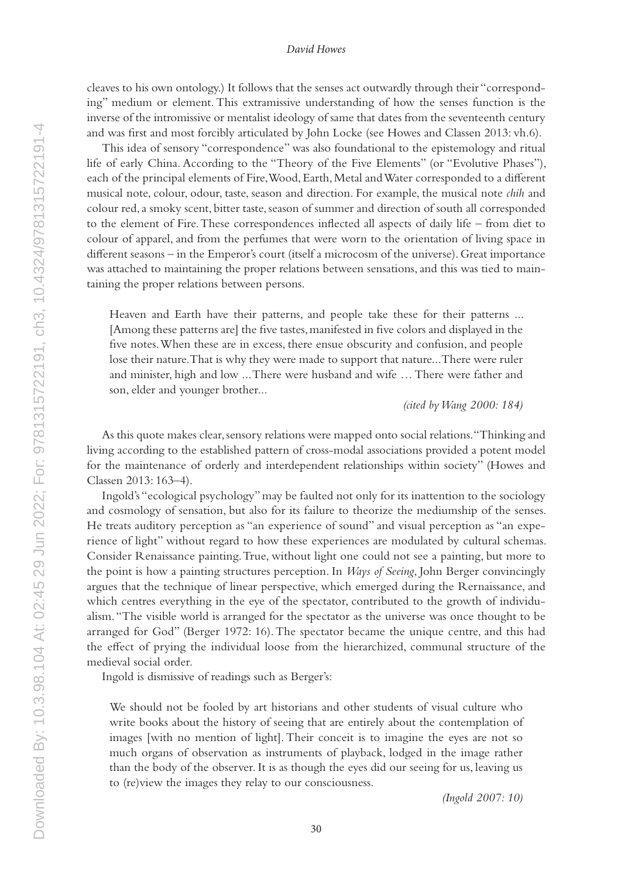cleaves to his own ontology.) It follows that the senses act outwardly through their "corresponding" medium or element. This extramissive understanding of how the senses function is the inverse of the intromissive or mentalist ideology of same that dates from the seventeenth century and was first and most forcibly articulated by John Locke (see Howes and Classen 2013: vh.6).

This idea of sensory "correspondence" was also foundational to the epistemology and ritual life of early China. According to the "Theory of the Five Elements" (or "Evolutive Phases"), each of the principal elements of Fire, Wood, Earth, Metal and Water corresponded to a different musical note, colour, odour, taste, season and direction. For example, the musical note *chih* and colour red, a smoky scent, bitter taste, season of summer and direction of south all corresponded to the element of Fire. These correspondences inflected all aspects of daily life – from diet to colour of apparel, and from the perfumes that were worn to the orientation of living space in different seasons – in the Emperor's court (itself a microcosm of the universe). Great importance was attached to maintaining the proper relations between sensations, and this was tied to maintaining the proper relations between persons.

> Heaven and Earth have their patterns, and people take these for their patterns ... [Among these patterns are] the five tastes, manifested in five colors and displayed in the five notes. When these are in excess, there ensue obscurity and confusion, and people lose their nature. That is why they were made to support that nature... There were ruler and minister, high and low ... There were husband and wife … There were father and son, elder and younger brother...
>
> *(cited by Wang 2000: 184)*

As this quote makes clear, sensory relations were mapped onto social relations. "Thinking and living according to the established pattern of cross-modal associations provided a potent model for the maintenance of orderly and interdependent relationships within society" (Howes and Classen 2013: 163–4).

Ingold's "ecological psychology" may be faulted not only for its inattention to the sociology and cosmology of sensation, but also for its failure to theorize the mediumship of the senses. He treats auditory perception as "an experience of sound" and visual perception as "an experience of light" without regard to how these experiences are modulated by cultural schemas. Consider Renaissance painting. True, without light one could not see a painting, but more to the point is how a painting structures perception. In *Ways of Seeing*, John Berger convincingly argues that the technique of linear perspective, which emerged during the Rernaissance, and which centres everything in the eye of the spectator, contributed to the growth of individualism. "The visible world is arranged for the spectator as the universe was once thought to be arranged for God" (Berger 1972: 16). The spectator became the unique centre, and this had the effect of prying the individual loose from the hierarchized, communal structure of the medieval social order.

Ingold is dismissive of readings such as Berger's:

> We should not be fooled by art historians and other students of visual culture who write books about the history of seeing that are entirely about the contemplation of images [with no mention of light]. Their conceit is to imagine the eyes are not so much organs of observation as instruments of playback, lodged in the image rather than the body of the observer. It is as though the eyes did our seeing for us, leaving us to (re)view the images they relay to our consciousness.
>
> *(Ingold 2007: 10)*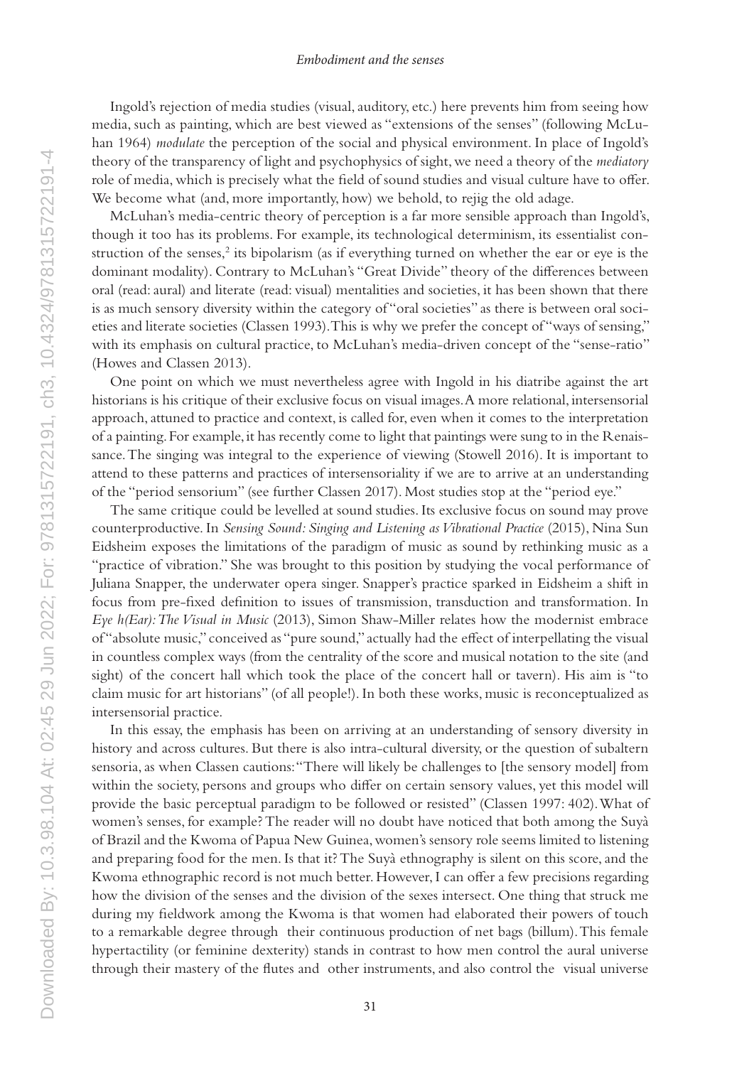Ingold's rejection of media studies (visual, auditory, etc.) here prevents him from seeing how media, such as painting, which are best viewed as "extensions of the senses" (following McLuhan 1964) *modulate* the perception of the social and physical environment. In place of Ingold's theory of the transparency of light and psychophysics of sight, we need a theory of the *mediatory* role of media, which is precisely what the field of sound studies and visual culture have to offer. We become what (and, more importantly, how) we behold, to rejig the old adage.

McLuhan's media-centric theory of perception is a far more sensible approach than Ingold's, though it too has its problems. For example, its technological determinism, its essentialist construction of the senses,[2] its bipolarism (as if everything turned on whether the ear or eye is the dominant modality). Contrary to McLuhan's "Great Divide" theory of the differences between oral (read: aural) and literate (read: visual) mentalities and societies, it has been shown that there is as much sensory diversity within the category of "oral societies" as there is between oral societies and literate societies (Classen 1993). This is why we prefer the concept of "ways of sensing," with its emphasis on cultural practice, to McLuhan's media-driven concept of the "sense-ratio" (Howes and Classen 2013).

One point on which we must nevertheless agree with Ingold in his diatribe against the art historians is his critique of their exclusive focus on visual images. A more relational, intersensorial approach, attuned to practice and context, is called for, even when it comes to the interpretation of a painting. For example, it has recently come to light that paintings were sung to in the Renaissance. The singing was integral to the experience of viewing (Stowell 2016). It is important to attend to these patterns and practices of intersensoriality if we are to arrive at an understanding of the "period sensorium" (see further Classen 2017). Most studies stop at the "period eye."

The same critique could be levelled at sound studies. Its exclusive focus on sound may prove counterproductive. In *Sensing Sound: Singing and Listening as Vibrational Practice* (2015), Nina Sun Eidsheim exposes the limitations of the paradigm of music as sound by rethinking music as a "practice of vibration." She was brought to this position by studying the vocal performance of Juliana Snapper, the underwater opera singer. Snapper's practice sparked in Eidsheim a shift in focus from pre-fixed definition to issues of transmission, transduction and transformation. In *Eye h(Ear): The Visual in Music* (2013), Simon Shaw-Miller relates how the modernist embrace of "absolute music," conceived as "pure sound," actually had the effect of interpellating the visual in countless complex ways (from the centrality of the score and musical notation to the site (and sight) of the concert hall which took the place of the concert hall or tavern). His aim is "to claim music for art historians" (of all people!). In both these works, music is reconceptualized as intersensorial practice.

In this essay, the emphasis has been on arriving at an understanding of sensory diversity in history and across cultures. But there is also intra-cultural diversity, or the question of subaltern sensoria, as when Classen cautions: "There will likely be challenges to [the sensory model] from within the society, persons and groups who differ on certain sensory values, yet this model will provide the basic perceptual paradigm to be followed or resisted" (Classen 1997: 402). What of women's senses, for example? The reader will no doubt have noticed that both among the Suyà of Brazil and the Kwoma of Papua New Guinea, women's sensory role seems limited to listening and preparing food for the men. Is that it? The Suyà ethnography is silent on this score, and the Kwoma ethnographic record is not much better. However, I can offer a few precisions regarding how the division of the senses and the division of the sexes intersect. One thing that struck me during my fieldwork among the Kwoma is that women had elaborated their powers of touch to a remarkable degree through their continuous production of net bags (billum). This female hypertactility (or feminine dexterity) stands in contrast to how men control the aural universe through their mastery of the flutes and other instruments, and also control the visual universe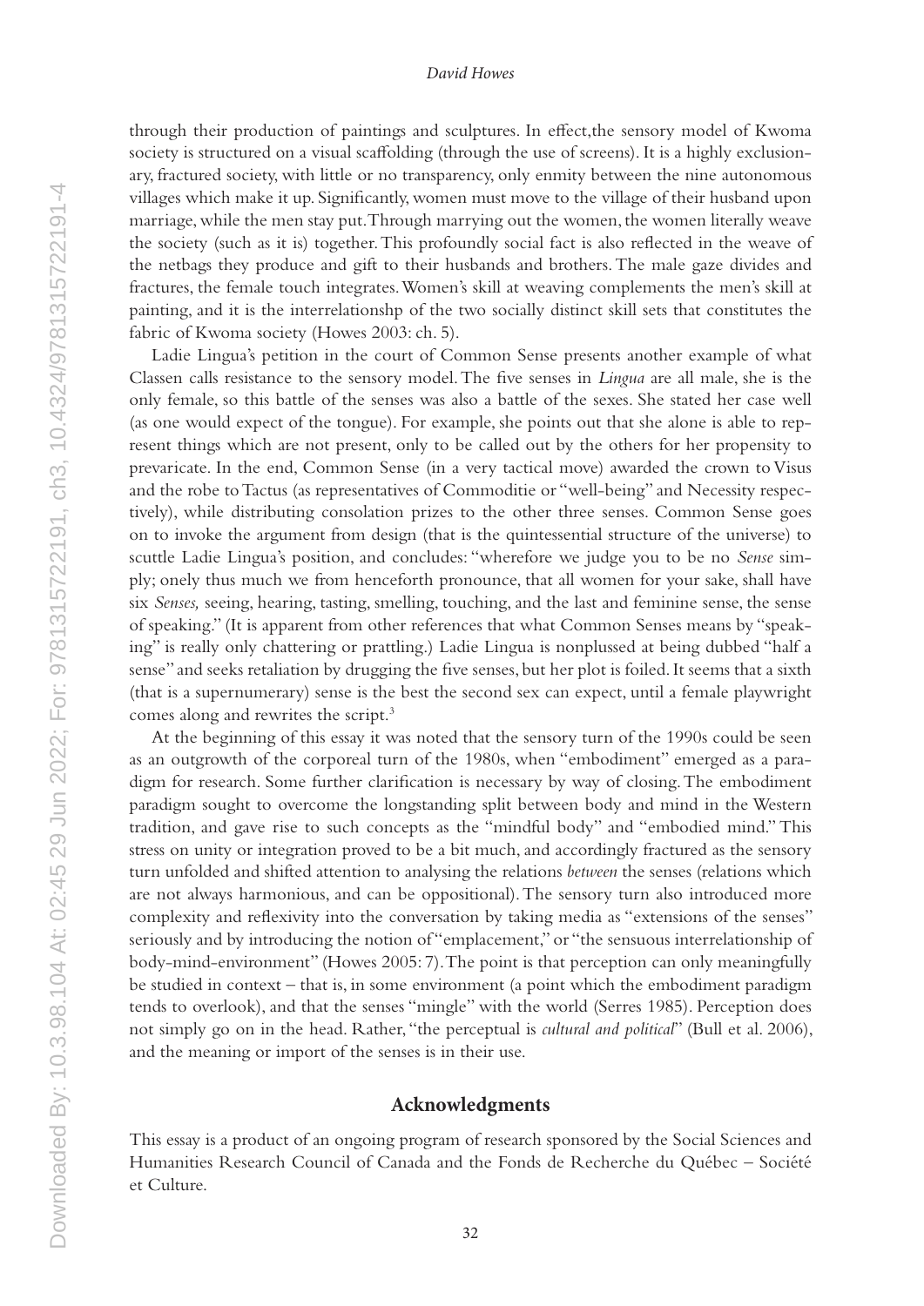through their production of paintings and sculptures. In effect,the sensory model of Kwoma society is structured on a visual scaffolding (through the use of screens). It is a highly exclusionary, fractured society, with little or no transparency, only enmity between the nine autonomous villages which make it up. Significantly, women must move to the village of their husband upon marriage, while the men stay put. Through marrying out the women, the women literally weave the society (such as it is) together. This profoundly social fact is also reflected in the weave of the netbags they produce and gift to their husbands and brothers. The male gaze divides and fractures, the female touch integrates. Women's skill at weaving complements the men's skill at painting, and it is the interrelationshp of the two socially distinct skill sets that constitutes the fabric of Kwoma society (Howes 2003: ch. 5).

Ladie Lingua's petition in the court of Common Sense presents another example of what Classen calls resistance to the sensory model. The five senses in *Lingua* are all male, she is the only female, so this battle of the senses was also a battle of the sexes. She stated her case well (as one would expect of the tongue). For example, she points out that she alone is able to represent things which are not present, only to be called out by the others for her propensity to prevaricate. In the end, Common Sense (in a very tactical move) awarded the crown to Visus and the robe to Tactus (as representatives of Commoditie or "well-being" and Necessity respectively), while distributing consolation prizes to the other three senses. Common Sense goes on to invoke the argument from design (that is the quintessential structure of the universe) to scuttle Ladie Lingua's position, and concludes: "wherefore we judge you to be no *Sense* simply; onely thus much we from henceforth pronounce, that all women for your sake, shall have six *Senses,* seeing, hearing, tasting, smelling, touching, and the last and feminine sense, the sense of speaking." (It is apparent from other references that what Common Senses means by "speaking" is really only chattering or prattling.) Ladie Lingua is nonplussed at being dubbed "half a sense" and seeks retaliation by drugging the five senses, but her plot is foiled. It seems that a sixth (that is a supernumerary) sense is the best the second sex can expect, until a female playwright comes along and rewrites the script.[3]

At the beginning of this essay it was noted that the sensory turn of the 1990s could be seen as an outgrowth of the corporeal turn of the 1980s, when "embodiment" emerged as a paradigm for research. Some further clarification is necessary by way of closing. The embodiment paradigm sought to overcome the longstanding split between body and mind in the Western tradition, and gave rise to such concepts as the "mindful body" and "embodied mind." This stress on unity or integration proved to be a bit much, and accordingly fractured as the sensory turn unfolded and shifted attention to analysing the relations *between* the senses (relations which are not always harmonious, and can be oppositional). The sensory turn also introduced more complexity and reflexivity into the conversation by taking media as "extensions of the senses" seriously and by introducing the notion of "emplacement," or "the sensuous interrelationship of body-mind-environment" (Howes 2005: 7). The point is that perception can only meaningfully be studied in context – that is, in some environment (a point which the embodiment paradigm tends to overlook), and that the senses "mingle" with the world (Serres 1985). Perception does not simply go on in the head. Rather, "the perceptual is *cultural and political*" (Bull et al. 2006), and the meaning or import of the senses is in their use.

## Acknowledgments

This essay is a product of an ongoing program of research sponsored by the Social Sciences and Humanities Research Council of Canada and the Fonds de Recherche du Québec – Société et Culture.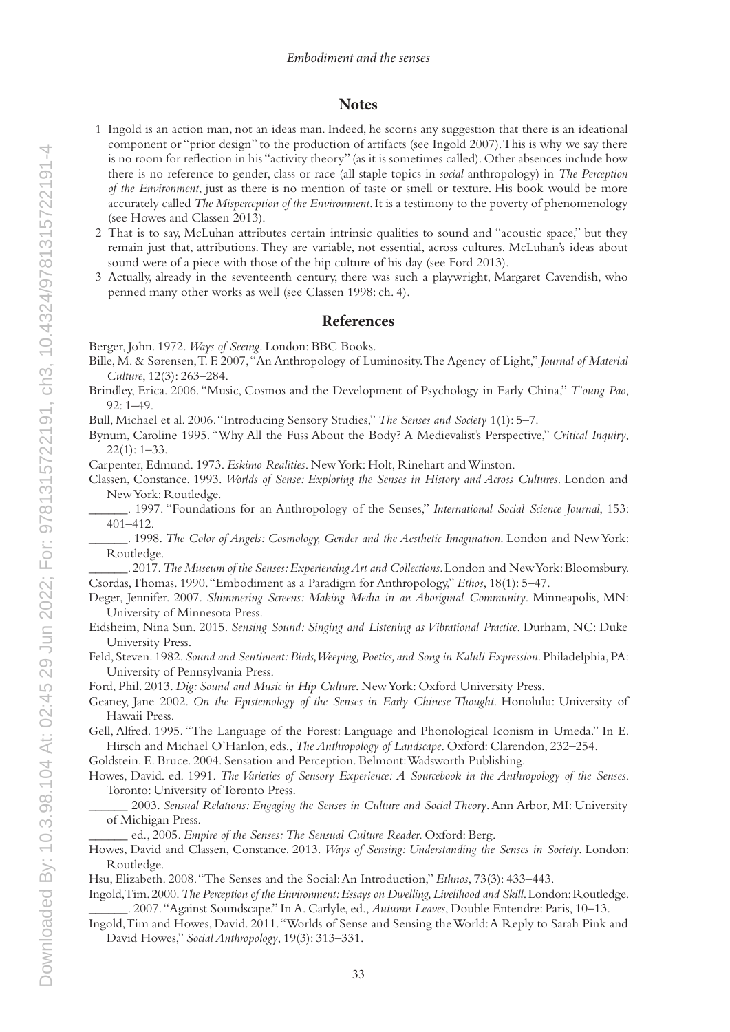## Notes

1. Ingold is an action man, not an ideas man. Indeed, he scorns any suggestion that there is an ideational component or "prior design" to the production of artifacts (see Ingold 2007). This is why we say there is no room for reflection in his "activity theory" (as it is sometimes called). Other absences include how there is no reference to gender, class or race (all staple topics in *social* anthropology) in *The Perception of the Environment*, just as there is no mention of taste or smell or texture. His book would be more accurately called *The Misperception of the Environment*. It is a testimony to the poverty of phenomenology (see Howes and Classen 2013).
2. That is to say, McLuhan attributes certain intrinsic qualities to sound and "acoustic space," but they remain just that, attributions. They are variable, not essential, across cultures. McLuhan's ideas about sound were of a piece with those of the hip culture of his day (see Ford 2013).
3. Actually, already in the seventeenth century, there was such a playwright, Margaret Cavendish, who penned many other works as well (see Classen 1998: ch. 4).

## References

Berger, John. 1972. *Ways of Seeing*. London: BBC Books.

Bille, M. & Sørensen, T. F. 2007, "An Anthropology of Luminosity. The Agency of Light," *Journal of Material Culture*, 12(3): 263–284.

Brindley, Erica. 2006. "Music, Cosmos and the Development of Psychology in Early China," *T'oung Pao*, 92: 1–49.

Bull, Michael et al. 2006. "Introducing Sensory Studies," *The Senses and Society* 1(1): 5–7.

Bynum, Caroline 1995. "Why All the Fuss About the Body? A Medievalist's Perspective," *Critical Inquiry*, 22(1): 1–33.

Carpenter, Edmund. 1973. *Eskimo Realities*. New York: Holt, Rinehart and Winston.

Classen, Constance. 1993. *Worlds of Sense: Exploring the Senses in History and Across Cultures*. London and New York: Routledge.

______. 1997. "Foundations for an Anthropology of the Senses," *International Social Science Journal*, 153: 401–412.

______. 1998. *The Color of Angels: Cosmology, Gender and the Aesthetic Imagination*. London and New York: Routledge.

______. 2017. *The Museum of the Senses: Experiencing Art and Collections*. London and New York: Bloomsbury.

Csordas, Thomas. 1990. "Embodiment as a Paradigm for Anthropology," *Ethos*, 18(1): 5–47.

Deger, Jennifer. 2007. *Shimmering Screens: Making Media in an Aboriginal Community*. Minneapolis, MN: University of Minnesota Press.

Eidsheim, Nina Sun. 2015. *Sensing Sound: Singing and Listening as Vibrational Practice*. Durham, NC: Duke University Press.

Feld, Steven. 1982. *Sound and Sentiment: Birds, Weeping, Poetics, and Song in Kaluli Expression*. Philadelphia, PA: University of Pennsylvania Press.

Ford, Phil. 2013. *Dig: Sound and Music in Hip Culture*. New York: Oxford University Press.

Geaney, Jane 2002. *On the Epistemology of the Senses in Early Chinese Thought*. Honolulu: University of Hawaii Press.

Gell, Alfred. 1995. "The Language of the Forest: Language and Phonological Iconism in Umeda." In E. Hirsch and Michael O'Hanlon, eds., *The Anthropology of Landscape*. Oxford: Clarendon, 232–254.

Goldstein. E. Bruce. 2004. Sensation and Perception. Belmont: Wadsworth Publishing.

Howes, David. ed. 1991. *The Varieties of Sensory Experience: A Sourcebook in the Anthropology of the Senses*. Toronto: University of Toronto Press.

______ 2003. *Sensual Relations: Engaging the Senses in Culture and Social Theory*. Ann Arbor, MI: University of Michigan Press.

______ ed., 2005. *Empire of the Senses: The Sensual Culture Reader*. Oxford: Berg.

Howes, David and Classen, Constance. 2013. *Ways of Sensing: Understanding the Senses in Society*. London: Routledge.

Hsu, Elizabeth. 2008. "The Senses and the Social: An Introduction," *Ethnos*, 73(3): 433–443.

Ingold, Tim. 2000. *The Perception of the Environment: Essays on Dwelling, Livelihood and Skill*. London: Routledge.

______. 2007. "Against Soundscape." In A. Carlyle, ed., *Autumn Leaves*, Double Entendre: Paris, 10–13.

Ingold, Tim and Howes, David. 2011. "Worlds of Sense and Sensing the World: A Reply to Sarah Pink and David Howes," *Social Anthropology*, 19(3): 313–331.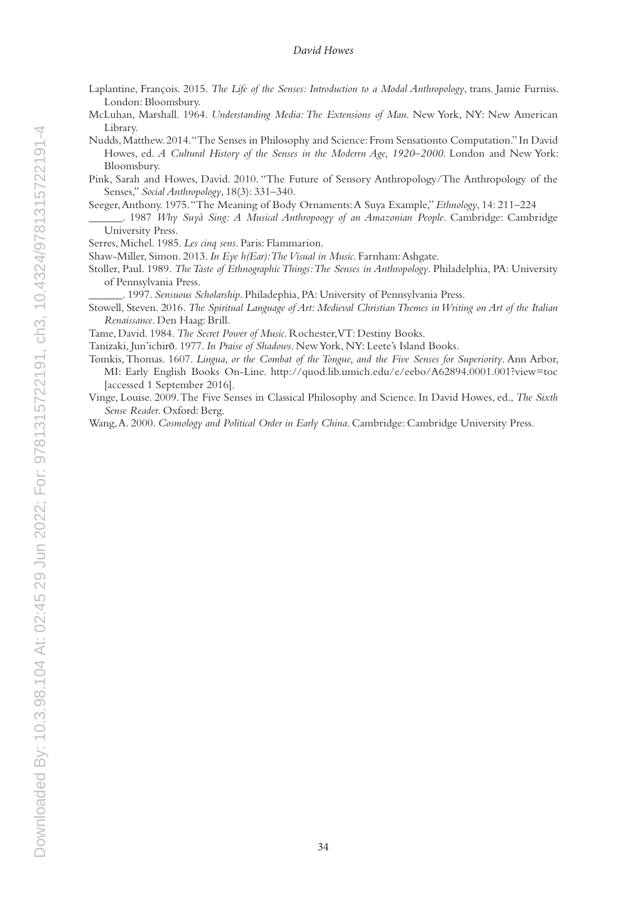Laplantine, François. 2015. *The Life of the Senses: Introduction to a Modal Anthropology*, trans. Jamie Furniss. London: Bloomsbury.

McLuhan, Marshall. 1964. *Understanding Media: The Extensions of Man*. New York, NY: New American Library.

Nudds, Matthew. 2014. "The Senses in Philosophy and Science: From Sensationto Computation." In David Howes, ed. *A Cultural History of the Senses in the Moderrn Age, 1920–2000*. London and New York: Bloomsbury.

Pink, Sarah and Howes, David. 2010. "The Future of Sensory Anthropology/The Anthropology of the Senses," *Social Anthropology*, 18(3): 331–340.

Seeger, Anthony. 1975. "The Meaning of Body Ornaments: A Suya Example," *Ethnology*, 14: 211–224

______. 1987 *Why Suyà Sing: A Musical Anthropoogy of an Amazonian People*. Cambridge: Cambridge University Press.

Serres, Michel. 1985. *Les cinq sens*. Paris: Flammarion.

Shaw-Miller, Simon. 2013. *In Eye h(Ear): The Visual in Music*. Farnham: Ashgate.

Stoller, Paul. 1989. *The Taste of Ethnographic Things: The Senses in Anthropology*. Philadelphia, PA: University of Pennsylvania Press.

______. 1997. *Sensuous Scholarship*. Philadephia, PA: University of Pennsylvania Press.

Stowell, Steven. 2016. *The Spiritual Language of Art: Medieval Christian Themes in Writing on Art of the Italian Renaissance*. Den Haag: Brill.

Tame, David. 1984. *The Secret Power of Music*. Rochester, VT: Destiny Books.

Tanizaki, Jun'ichirō. 1977. *In Praise of Shadows*. New York, NY: Leete's Island Books.

Tomkis, Thomas. 1607. *Lingua, or the Combat of the Tongue, and the Five Senses for Superiority*. Ann Arbor, MI: Early English Books On-Line. http://quod.lib.umich.edu/e/eebo/A62894.0001.001?view=toc [accessed 1 September 2016].

Vinge, Louise. 2009. The Five Senses in Classical Philosophy and Science. In David Howes, ed., *The Sixth Sense Reader*. Oxford: Berg.

Wang, A. 2000. *Cosmology and Political Order in Early China*. Cambridge: Cambridge University Press.